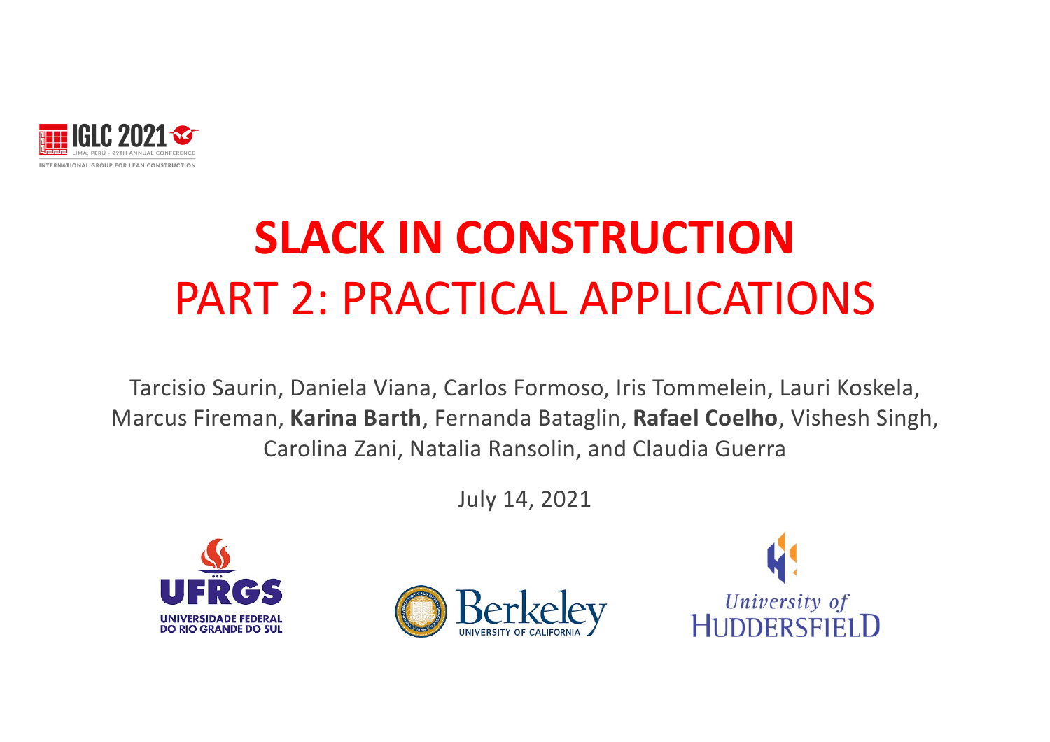IGLC 2021

LIMA, PERÚ - 29TH ANNUAL CONFERENCE

INTERNATIONAL GROUP FOR LEAN CONSTRUCTION

# SLACK IN CONSTRUCTION

## PART 2: PRACTICAL APPLICATIONS

Tarcisio Saurin, Daniela Viana, Carlos Formoso, Iris Tommelein, Lauri Koskela, Marcus Fireman, **Karina Barth**, Fernanda Bataglin, **Rafael Coelho**, Vishesh Singh, Carolina Zani, Natalia Ransolin, and Claudia Guerra

July 14, 2021

UFRGS UNIVERSIDADE FEDERAL DO RIO GRANDE DO SUL

Berkeley UNIVERSITY OF CALIFORNIA

University of Huddersfield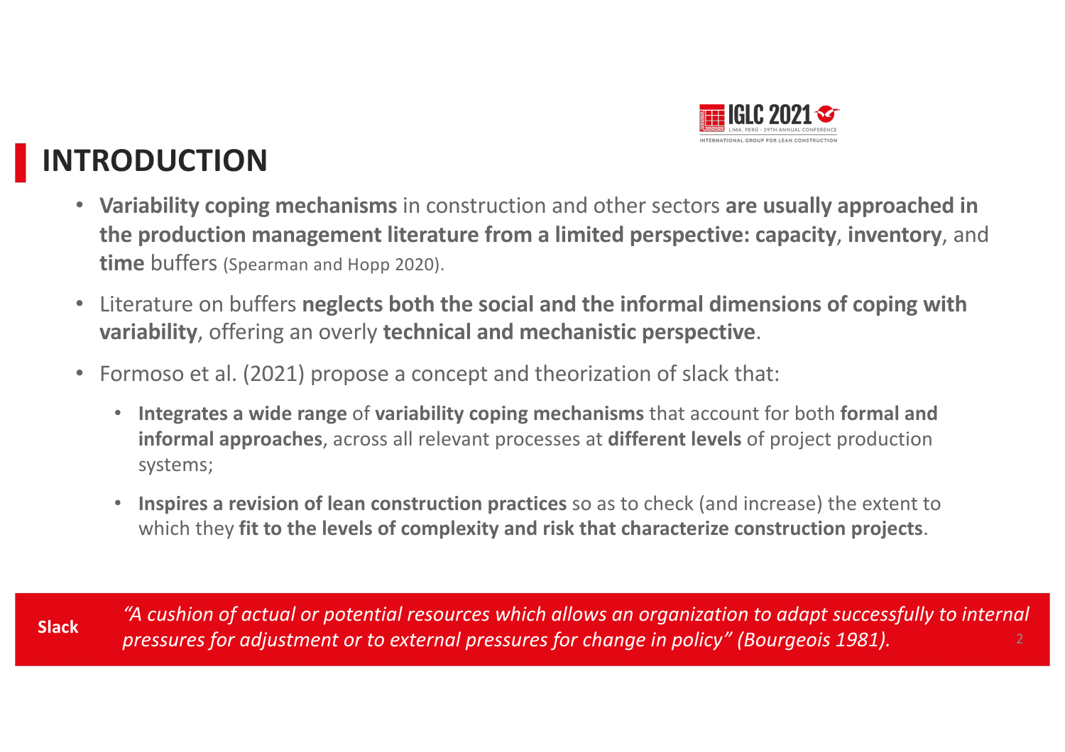# INTRODUCTION

- **Variability coping mechanisms** in construction and other sectors **are usually approached in the production management literature from a limited perspective: capacity**, **inventory**, and **time** buffers (Spearman and Hopp 2020).
- Literature on buffers **neglects both the social and the informal dimensions of coping with variability**, offering an overly **technical and mechanistic perspective**.
- Formoso et al. (2021) propose a concept and theorization of slack that:
  - **Integrates a wide range** of **variability coping mechanisms** that account for both **formal and informal approaches**, across all relevant processes at **different levels** of project production systems;
  - **Inspires a revision of lean construction practices** so as to check (and increase) the extent to which they **fit to the levels of complexity and risk that characterize construction projects**.

**Slack** *"A cushion of actual or potential resources which allows an organization to adapt successfully to internal pressures for adjustment or to external pressures for change in policy" (Bourgeois 1981).*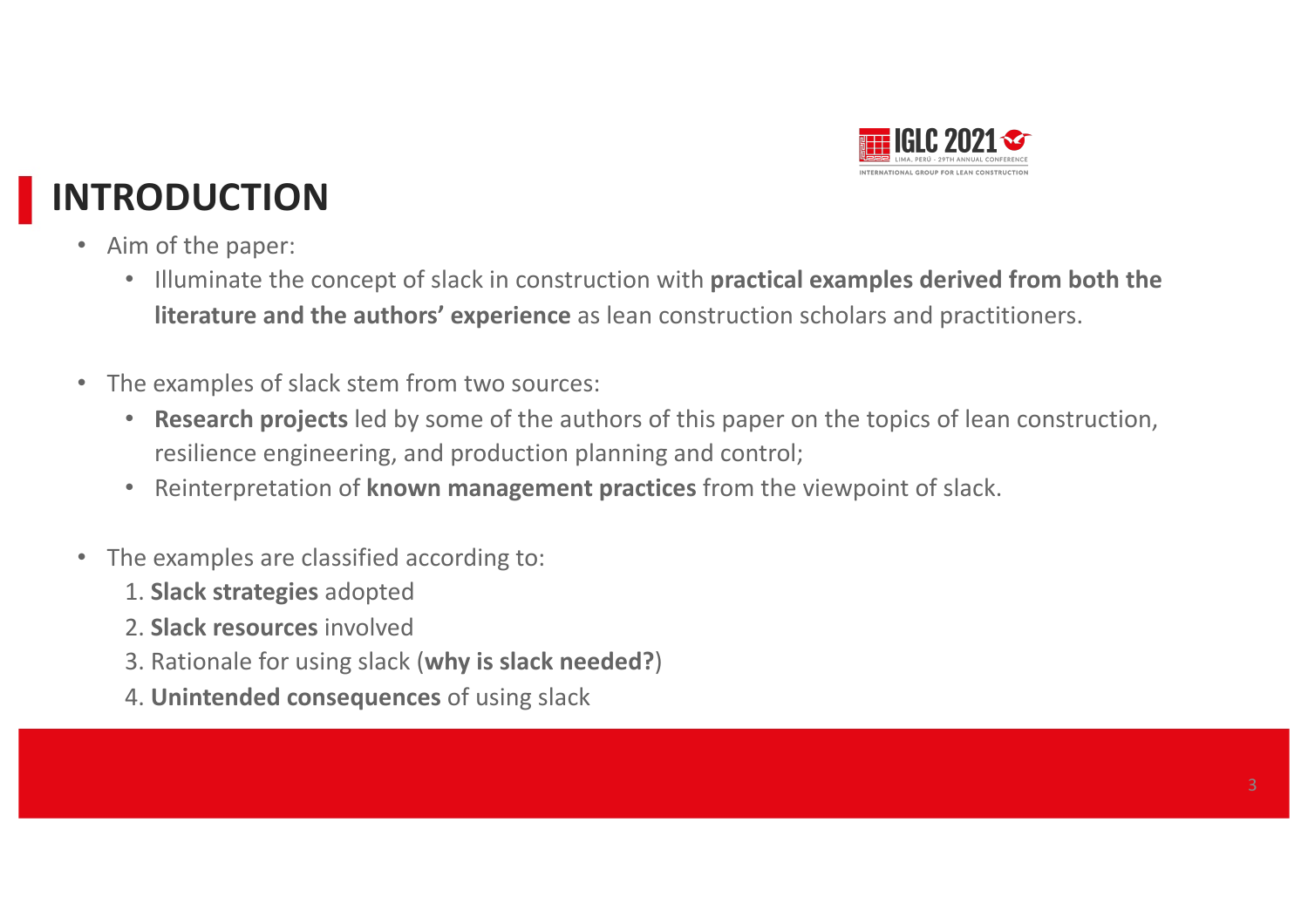# INTRODUCTION

- Aim of the paper:
  - Illuminate the concept of slack in construction with **practical examples derived from both the literature and the authors' experience** as lean construction scholars and practitioners.

- The examples of slack stem from two sources:
  - **Research projects** led by some of the authors of this paper on the topics of lean construction, resilience engineering, and production planning and control;
  - Reinterpretation of **known management practices** from the viewpoint of slack.

- The examples are classified according to:
  1. **Slack strategies** adopted
  2. **Slack resources** involved
  3. Rationale for using slack (**why is slack needed?**)
  4. **Unintended consequences** of using slack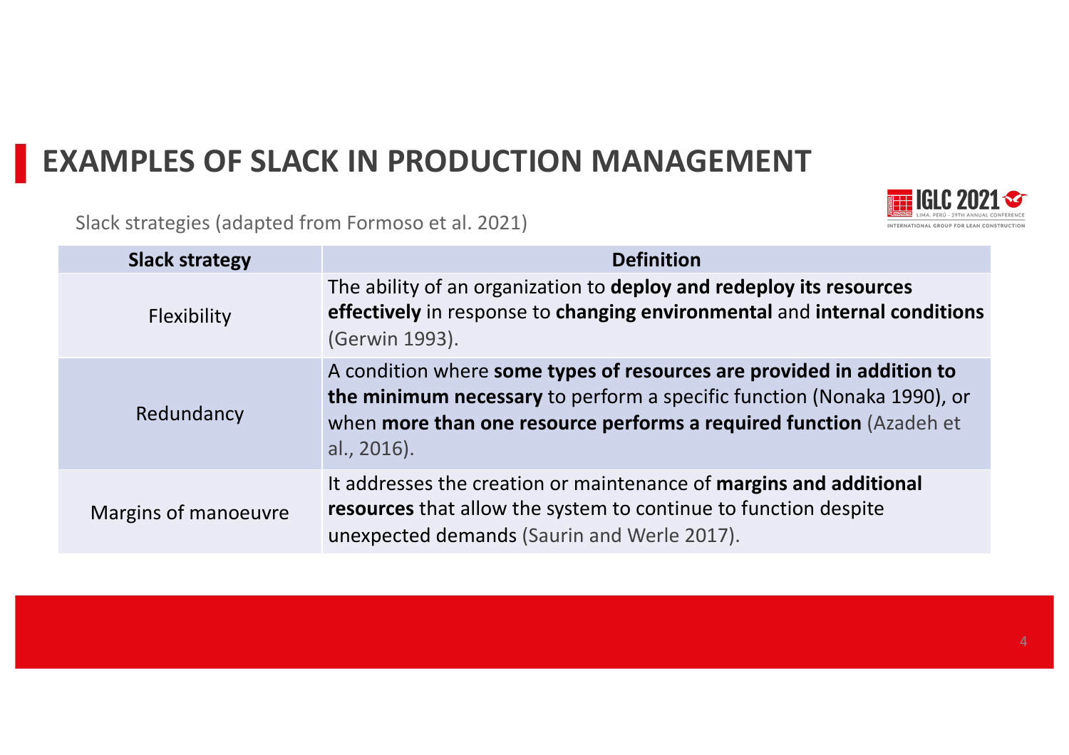# EXAMPLES OF SLACK IN PRODUCTION MANAGEMENT

Slack strategies (adapted from Formoso et al. 2021)

| Slack strategy | Definition |
| --- | --- |
| Flexibility | The ability of an organization to **deploy and redeploy its resources effectively** in response to **changing environmental** and **internal conditions** (Gerwin 1993). |
| Redundancy | A condition where **some types of resources are provided in addition to the minimum necessary** to perform a specific function (Nonaka 1990), or when **more than one resource performs a required function** (Azadeh et al., 2016). |
| Margins of manoeuvre | It addresses the creation or maintenance of **margins and additional resources** that allow the system to continue to function despite unexpected demands (Saurin and Werle 2017). |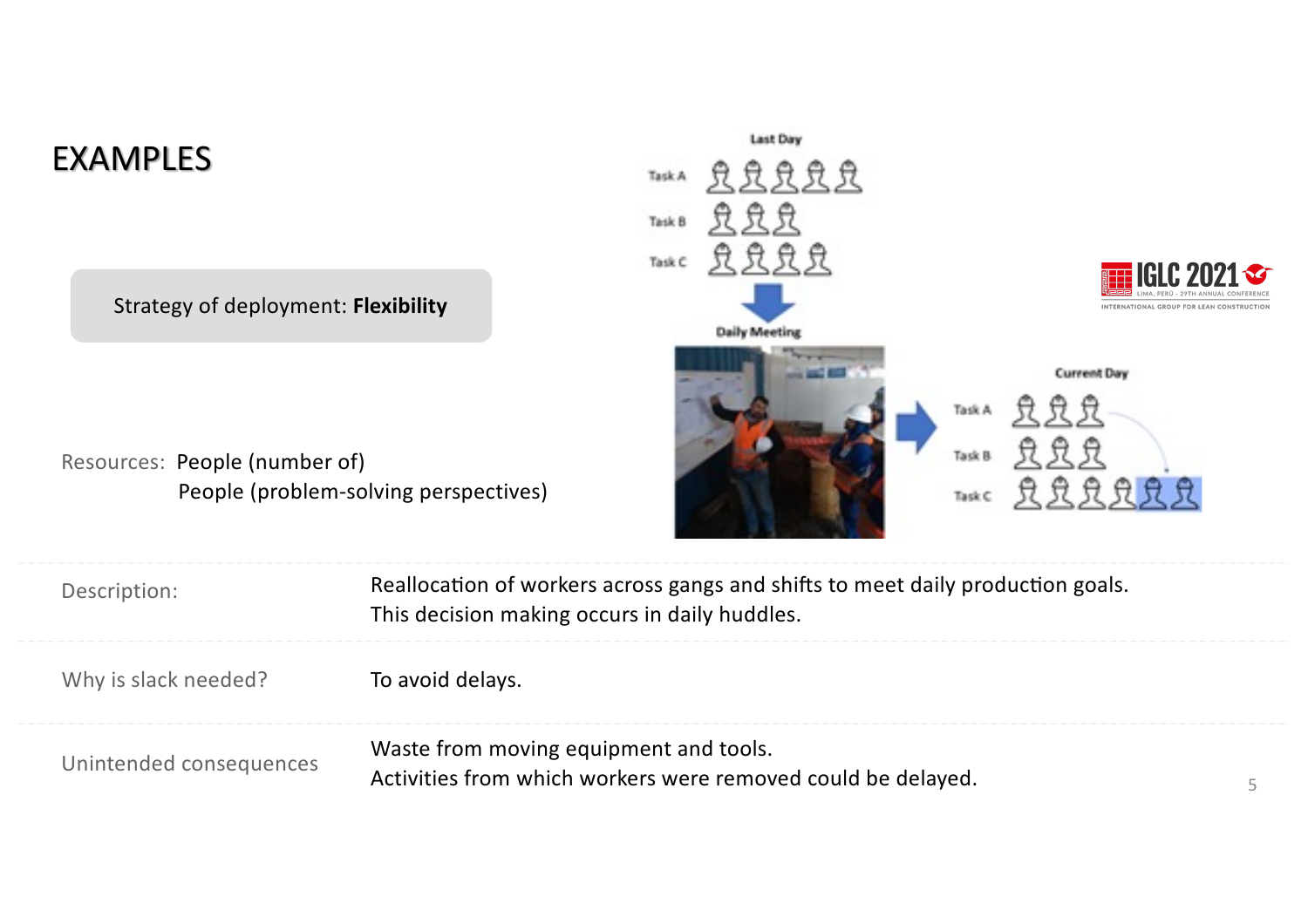# EXAMPLES

Strategy of deployment: **Flexibility**

Resources: People (number of)
People (problem-solving perspectives)

| | |
|---|---|
| Description: | Reallocation of workers across gangs and shifts to meet daily production goals. This decision making occurs in daily huddles. |
| Why is slack needed? | To avoid delays. |
| Unintended consequences | Waste from moving equipment and tools. Activities from which workers were removed could be delayed. |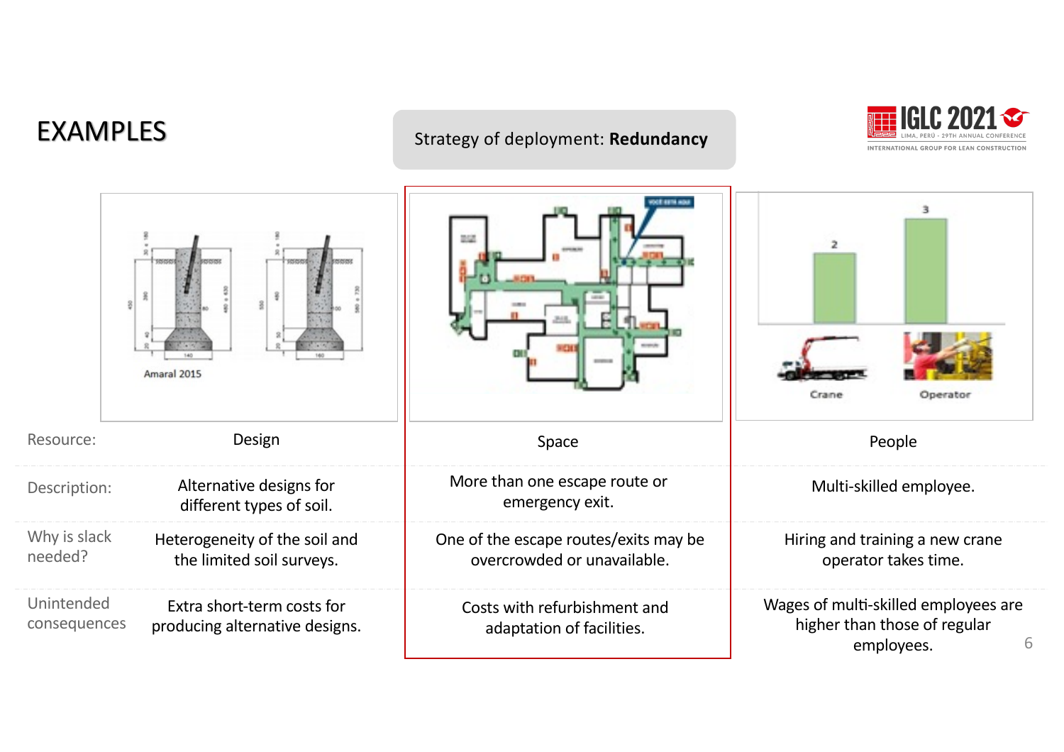# EXAMPLES

Strategy of deployment: **Redundancy**

Amaral 2015

| Resource: | Design | Space | People |
|---|---|---|---|
| Description: | Alternative designs for different types of soil. | More than one escape route or emergency exit. | Multi-skilled employee. |
| Why is slack needed? | Heterogeneity of the soil and the limited soil surveys. | One of the escape routes/exits may be overcrowded or unavailable. | Hiring and training a new crane operator takes time. |
| Unintended consequences | Extra short-term costs for producing alternative designs. | Costs with refurbishment and adaptation of facilities. | Wages of multi-skilled employees are higher than those of regular employees. |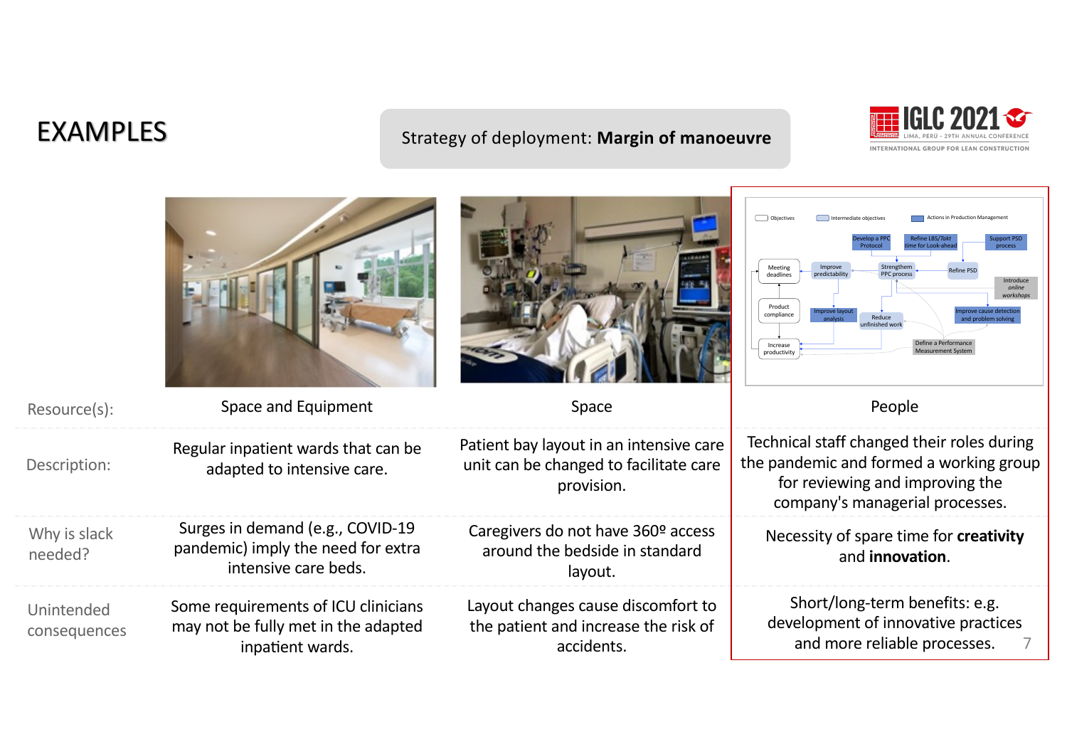# EXAMPLES

Strategy of deployment: **Margin of manoeuvre**

| | | | |
|---|---|---|---|
| Resource(s): | Space and Equipment | Space | People |
| Description: | Regular inpatient wards that can be adapted to intensive care. | Patient bay layout in an intensive care unit can be changed to facilitate care provision. | Technical staff changed their roles during the pandemic and formed a working group for reviewing and improving the company's managerial processes. |
| Why is slack needed? | Surges in demand (e.g., COVID-19 pandemic) imply the need for extra intensive care beds. | Caregivers do not have 360º access around the bedside in standard layout. | Necessity of spare time for **creativity** and **innovation**. |
| Unintended consequences | Some requirements of ICU clinicians may not be fully met in the adapted inpatient wards. | Layout changes cause discomfort to the patient and increase the risk of accidents. | Short/long-term benefits: e.g. development of innovative practices and more reliable processes. |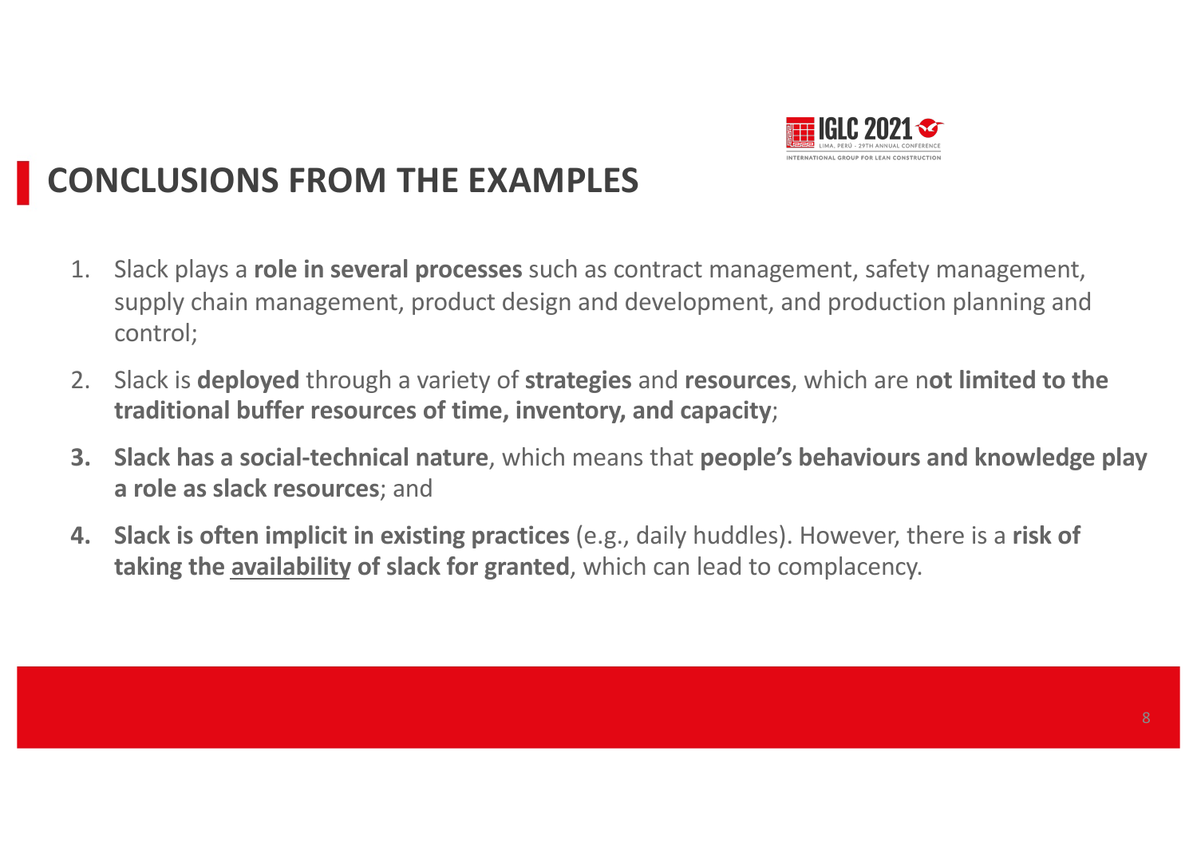# CONCLUSIONS FROM THE EXAMPLES

1. Slack plays a **role in several processes** such as contract management, safety management, supply chain management, product design and development, and production planning and control;
2. Slack is **deployed** through a variety of **strategies** and **resources**, which are n**ot limited to the traditional buffer resources of time, inventory, and capacity**;
3. **Slack has a social-technical nature**, which means that **people's behaviours and knowledge play a role as slack resources**; and
4. **Slack is often implicit in existing practices** (e.g., daily huddles). However, there is a **risk of taking the <u>availability</u> of slack for granted**, which can lead to complacency.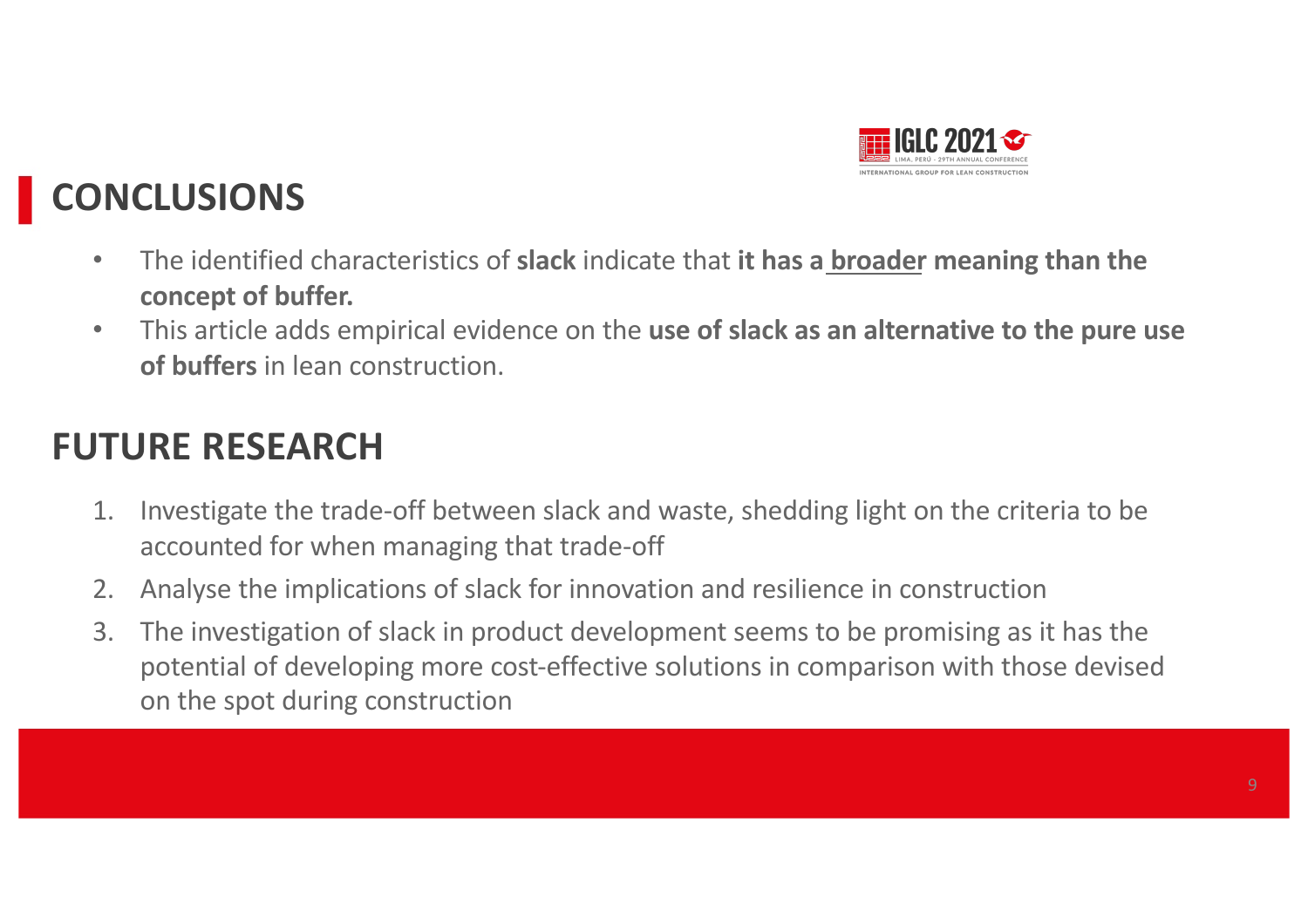## CONCLUSIONS

- The identified characteristics of **slack** indicate that **it has a <u>broader</u> meaning than the concept of buffer.**
- This article adds empirical evidence on the **use of slack as an alternative to the pure use of buffers** in lean construction.

## FUTURE RESEARCH

1. Investigate the trade-off between slack and waste, shedding light on the criteria to be accounted for when managing that trade-off
2. Analyse the implications of slack for innovation and resilience in construction
3. The investigation of slack in product development seems to be promising as it has the potential of developing more cost-effective solutions in comparison with those devised on the spot during construction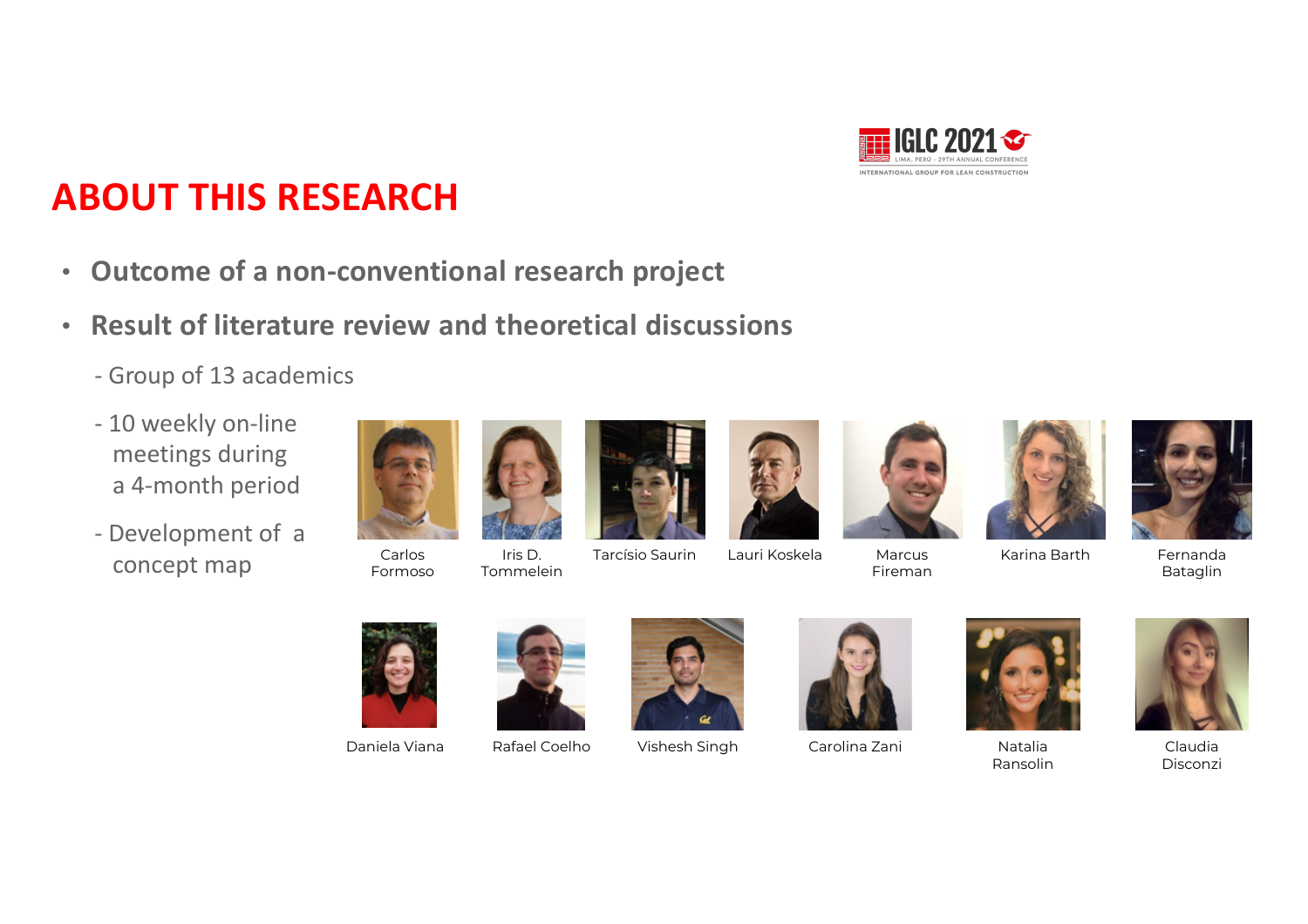# ABOUT THIS RESEARCH

- **Outcome of a non-conventional research project**
- **Result of literature review and theoretical discussions**
  - Group of 13 academics
  - 10 weekly on-line meetings during a 4-month period
  - Development of a concept map

Carlos Formoso

Iris D. Tommelein

Tarcísio Saurin

Lauri Koskela

Marcus Fireman

Karina Barth

Fernanda Bataglin

Daniela Viana

Rafael Coelho

Vishesh Singh

Carolina Zani

Natalia Ransolin

Claudia Disconzi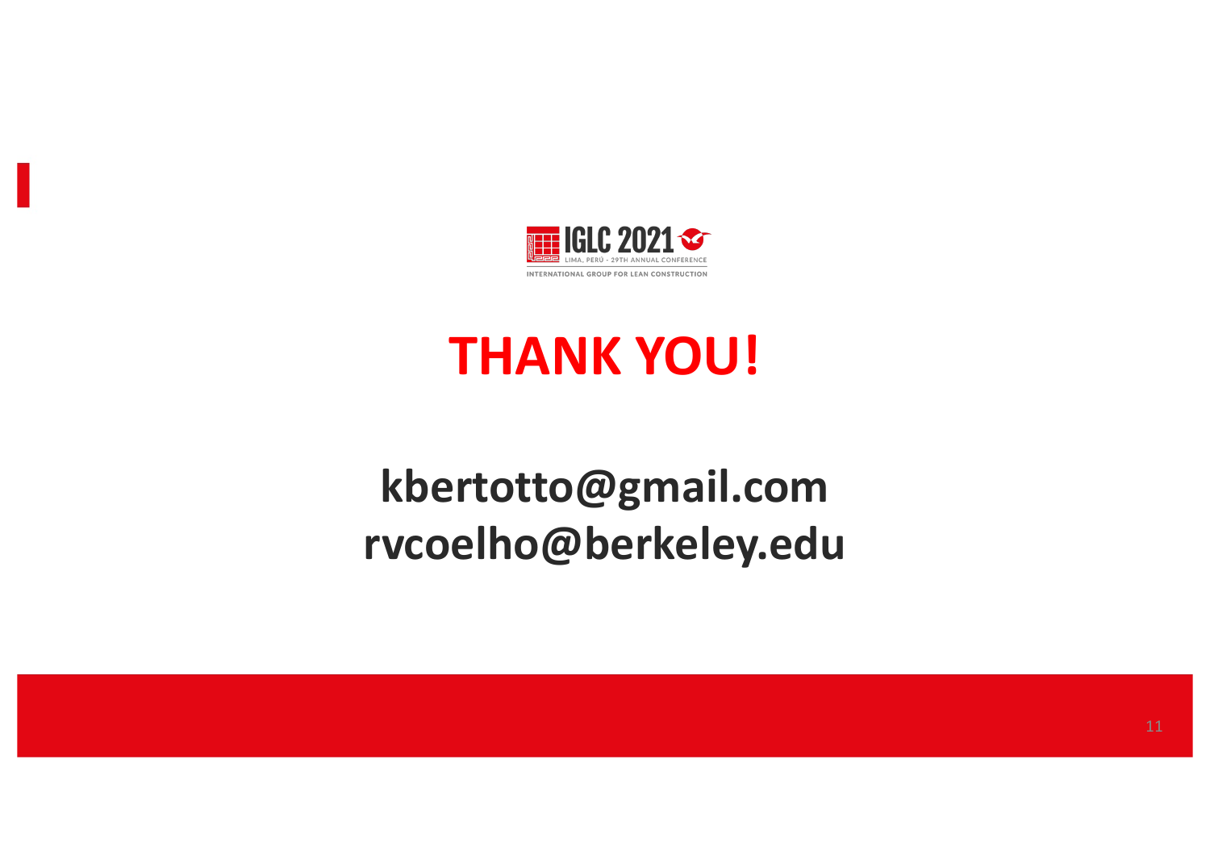IGLC 2021
LIMA, PERÚ - 29TH ANNUAL CONFERENCE
INTERNATIONAL GROUP FOR LEAN CONSTRUCTION

# THANK YOU!

**kbertotto@gmail.com**
**rvcoelho@berkeley.edu**